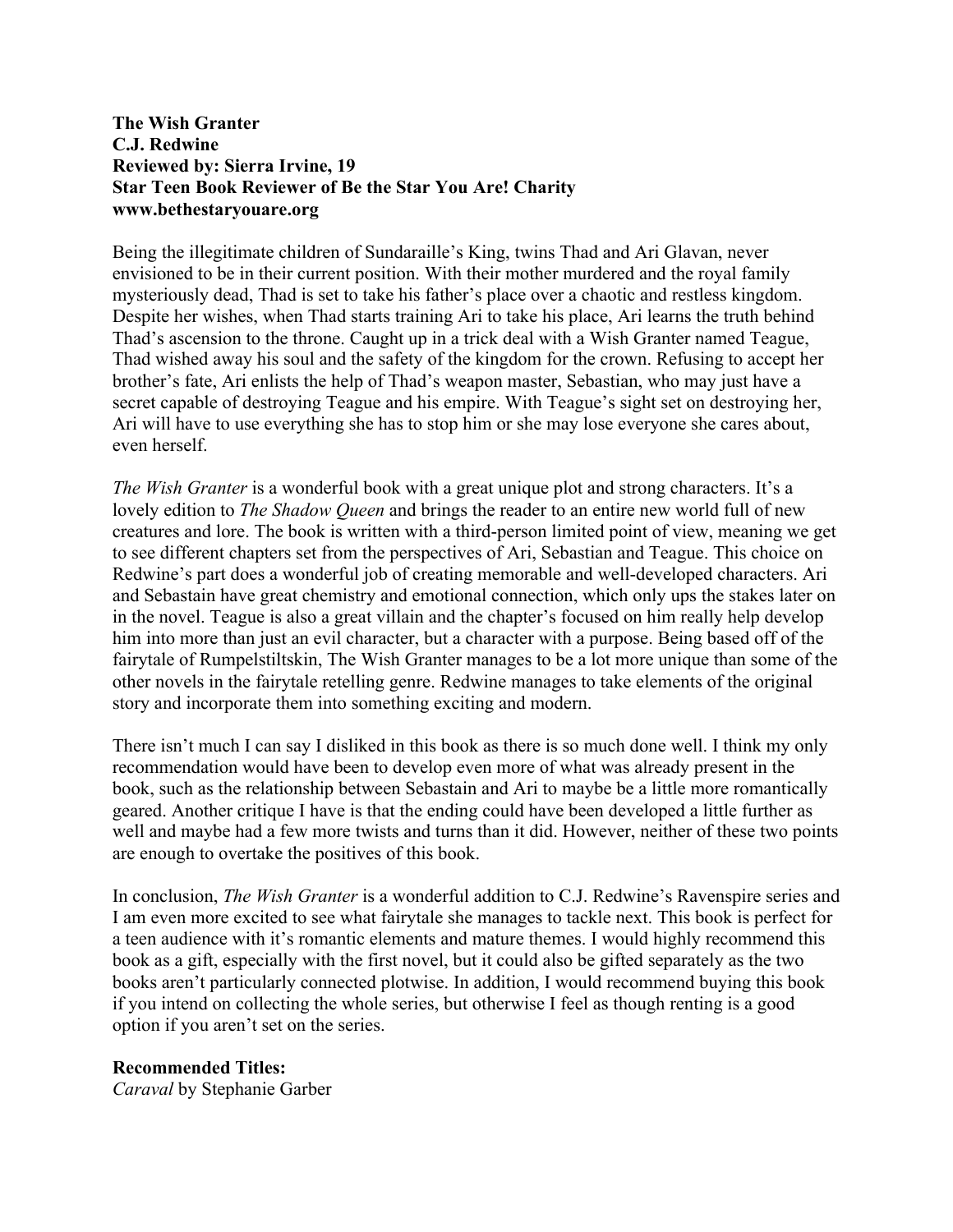**The Wish Granter**
**C.J. Redwine**
**Reviewed by: Sierra Irvine, 19**
**Star Teen Book Reviewer of Be the Star You Are! Charity**
**www.bethestaryouare.org**

Being the illegitimate children of Sundaraille's King, twins Thad and Ari Glavan, never envisioned to be in their current position. With their mother murdered and the royal family mysteriously dead, Thad is set to take his father's place over a chaotic and restless kingdom. Despite her wishes, when Thad starts training Ari to take his place, Ari learns the truth behind Thad's ascension to the throne. Caught up in a trick deal with a Wish Granter named Teague, Thad wished away his soul and the safety of the kingdom for the crown. Refusing to accept her brother's fate, Ari enlists the help of Thad's weapon master, Sebastian, who may just have a secret capable of destroying Teague and his empire. With Teague's sight set on destroying her, Ari will have to use everything she has to stop him or she may lose everyone she cares about, even herself.

*The Wish Granter* is a wonderful book with a great unique plot and strong characters. It's a lovely edition to *The Shadow Queen* and brings the reader to an entire new world full of new creatures and lore. The book is written with a third-person limited point of view, meaning we get to see different chapters set from the perspectives of Ari, Sebastian and Teague. This choice on Redwine's part does a wonderful job of creating memorable and well-developed characters. Ari and Sebastain have great chemistry and emotional connection, which only ups the stakes later on in the novel. Teague is also a great villain and the chapter's focused on him really help develop him into more than just an evil character, but a character with a purpose. Being based off of the fairytale of Rumpelstiltskin, The Wish Granter manages to be a lot more unique than some of the other novels in the fairytale retelling genre. Redwine manages to take elements of the original story and incorporate them into something exciting and modern.

There isn't much I can say I disliked in this book as there is so much done well. I think my only recommendation would have been to develop even more of what was already present in the book, such as the relationship between Sebastain and Ari to maybe be a little more romantically geared. Another critique I have is that the ending could have been developed a little further as well and maybe had a few more twists and turns than it did. However, neither of these two points are enough to overtake the positives of this book.

In conclusion, *The Wish Granter* is a wonderful addition to C.J. Redwine's Ravenspire series and I am even more excited to see what fairytale she manages to tackle next. This book is perfect for a teen audience with it's romantic elements and mature themes. I would highly recommend this book as a gift, especially with the first novel, but it could also be gifted separately as the two books aren't particularly connected plotwise. In addition, I would recommend buying this book if you intend on collecting the whole series, but otherwise I feel as though renting is a good option if you aren't set on the series.

**Recommended Titles:**
*Caraval* by Stephanie Garber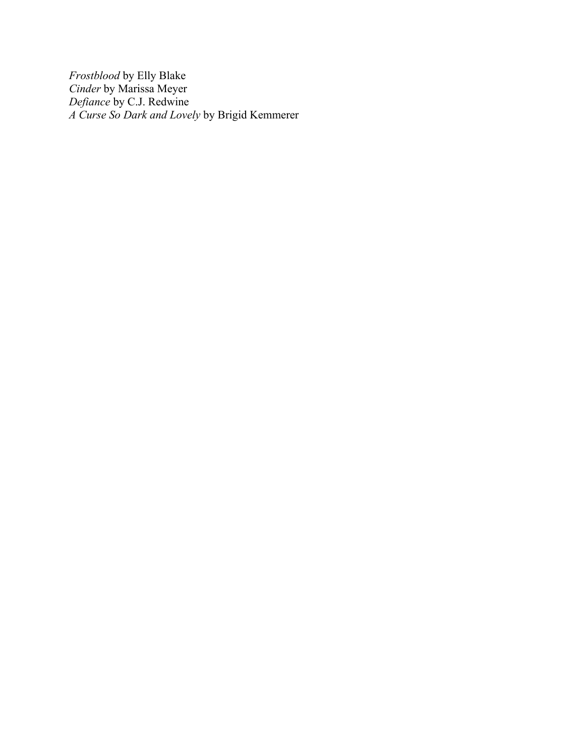*Frostblood* by Elly Blake  
*Cinder* by Marissa Meyer  
*Defiance* by C.J. Redwine  
*A Curse So Dark and Lovely* by Brigid Kemmerer